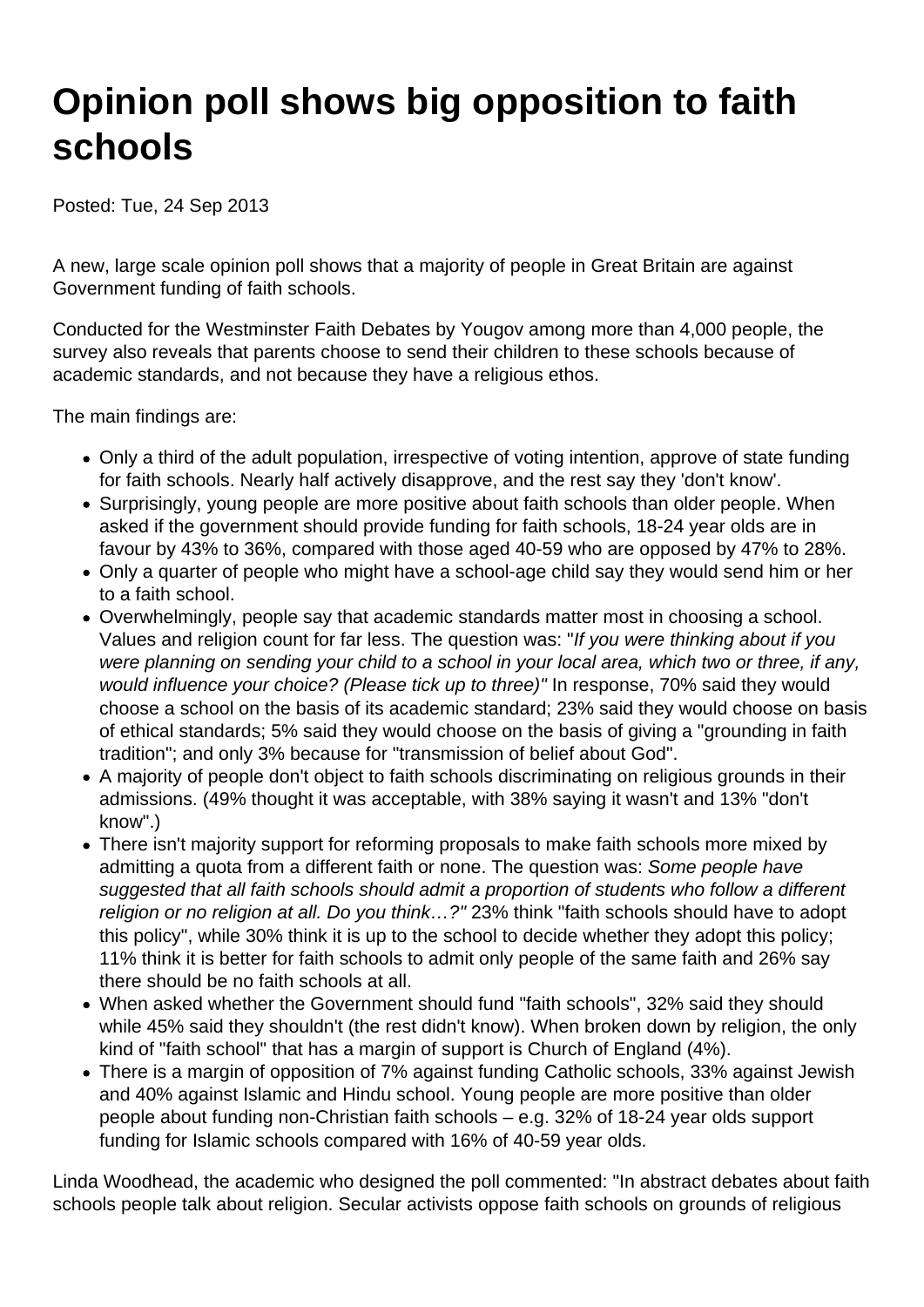# Opinion poll shows big opposition to faith schools

Posted: Tue, 24 Sep 2013

A new, large scale opinion poll shows that a majority of people in Great Britain are against Government funding of faith schools.

Conducted for the Westminster Faith Debates by Yougov among more than 4,000 people, the survey also reveals that parents choose to send their children to these schools because of academic standards, and not because they have a religious ethos.

The main findings are:

- Only a third of the adult population, irrespective of voting intention, approve of state funding for faith schools. Nearly half actively disapprove, and the rest say they 'don't know'.
- Surprisingly, young people are more positive about faith schools than older people. When asked if the government should provide funding for faith schools, 18-24 year olds are in favour by 43% to 36%, compared with those aged 40-59 who are opposed by 47% to 28%.
- Only a quarter of people who might have a school-age child say they would send him or her to a faith school.
- Overwhelmingly, people say that academic standards matter most in choosing a school. Values and religion count for far less. The question was: "*If you were thinking about if you were planning on sending your child to a school in your local area, which two or three, if any, would influence your choice? (Please tick up to three)"* In response, 70% said they would choose a school on the basis of its academic standard; 23% said they would choose on basis of ethical standards; 5% said they would choose on the basis of giving a "grounding in faith tradition"; and only 3% because for "transmission of belief about God".
- A majority of people don't object to faith schools discriminating on religious grounds in their admissions. (49% thought it was acceptable, with 38% saying it wasn't and 13% "don't know".)
- There isn't majority support for reforming proposals to make faith schools more mixed by admitting a quota from a different faith or none. The question was: *Some people have suggested that all faith schools should admit a proportion of students who follow a different religion or no religion at all. Do you think…?"* 23% think "faith schools should have to adopt this policy", while 30% think it is up to the school to decide whether they adopt this policy; 11% think it is better for faith schools to admit only people of the same faith and 26% say there should be no faith schools at all.
- When asked whether the Government should fund "faith schools", 32% said they should while 45% said they shouldn't (the rest didn't know). When broken down by religion, the only kind of "faith school" that has a margin of support is Church of England (4%).
- There is a margin of opposition of 7% against funding Catholic schools, 33% against Jewish and 40% against Islamic and Hindu school. Young people are more positive than older people about funding non-Christian faith schools – e.g. 32% of 18-24 year olds support funding for Islamic schools compared with 16% of 40-59 year olds.

Linda Woodhead, the academic who designed the poll commented: "In abstract debates about faith schools people talk about religion. Secular activists oppose faith schools on grounds of religious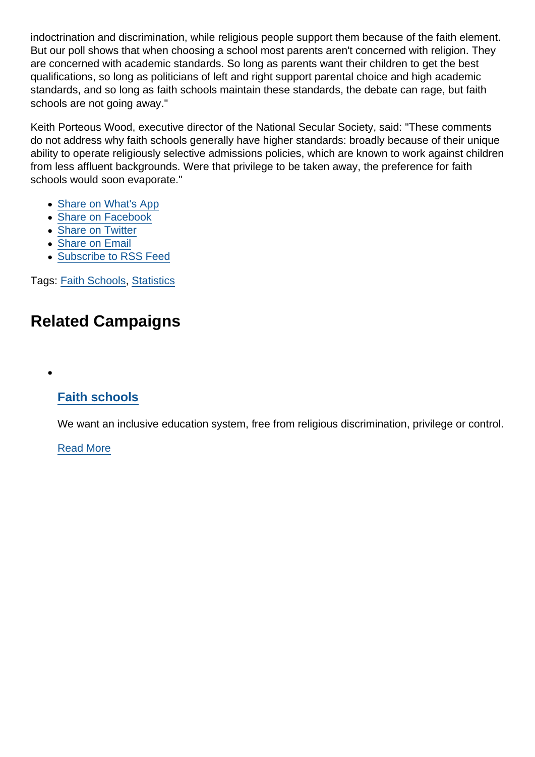indoctrination and discrimination, while religious people support them because of the faith element. But our poll shows that when choosing a school most parents aren't concerned with religion. They are concerned with academic standards. So long as parents want their children to get the best qualifications, so long as politicians of left and right support parental choice and high academic standards, and so long as faith schools maintain these standards, the debate can rage, but faith schools are not going away."

Keith Porteous Wood, executive director of the National Secular Society, said: "These comments do not address why faith schools generally have higher standards: broadly because of their unique ability to operate religiously selective admissions policies, which are known to work against children from less affluent backgrounds. Were that privilege to be taken away, the preference for faith schools would soon evaporate."

- Share on What's App
- Share on Facebook
- Share on Twitter
- Share on Email
- Subscribe to RSS Feed

Tags: Faith Schools, Statistics

## Related Campaigns

- ### Faith schools

  We want an inclusive education system, free from religious discrimination, privilege or control.

  Read More